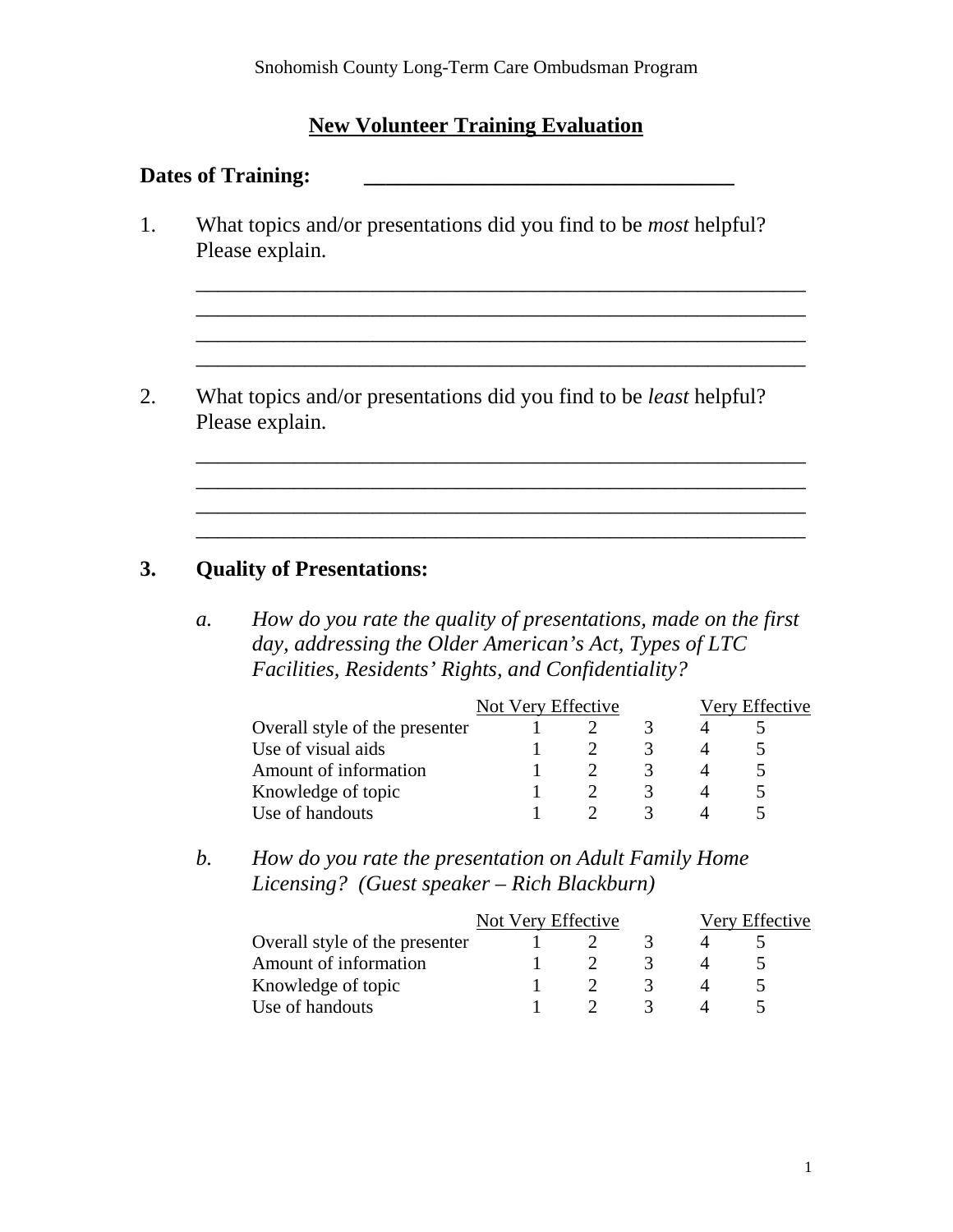Snohomish County Long-Term Care Ombudsman Program

# New Volunteer Training Evaluation

**Dates of Training:** ___________________________________

1. What topics and/or presentations did you find to be *most* helpful? Please explain.

_________________________________________________________
_________________________________________________________
_________________________________________________________
_________________________________________________________

2. What topics and/or presentations did you find to be *least* helpful? Please explain.

_________________________________________________________
_________________________________________________________
_________________________________________________________
_________________________________________________________

## 3. Quality of Presentations:

*a. How do you rate the quality of presentations, made on the first day, addressing the Older American's Act, Types of LTC Facilities, Residents' Rights, and Confidentiality?*

| | Not Very Effective | | | Very Effective | |
|---|---|---|---|---|---|
| Overall style of the presenter | 1 | 2 | 3 | 4 | 5 |
| Use of visual aids | 1 | 2 | 3 | 4 | 5 |
| Amount of information | 1 | 2 | 3 | 4 | 5 |
| Knowledge of topic | 1 | 2 | 3 | 4 | 5 |
| Use of handouts | 1 | 2 | 3 | 4 | 5 |

*b. How do you rate the presentation on Adult Family Home Licensing? (Guest speaker – Rich Blackburn)*

| | Not Very Effective | | | Very Effective | |
|---|---|---|---|---|---|
| Overall style of the presenter | 1 | 2 | 3 | 4 | 5 |
| Amount of information | 1 | 2 | 3 | 4 | 5 |
| Knowledge of topic | 1 | 2 | 3 | 4 | 5 |
| Use of handouts | 1 | 2 | 3 | 4 | 5 |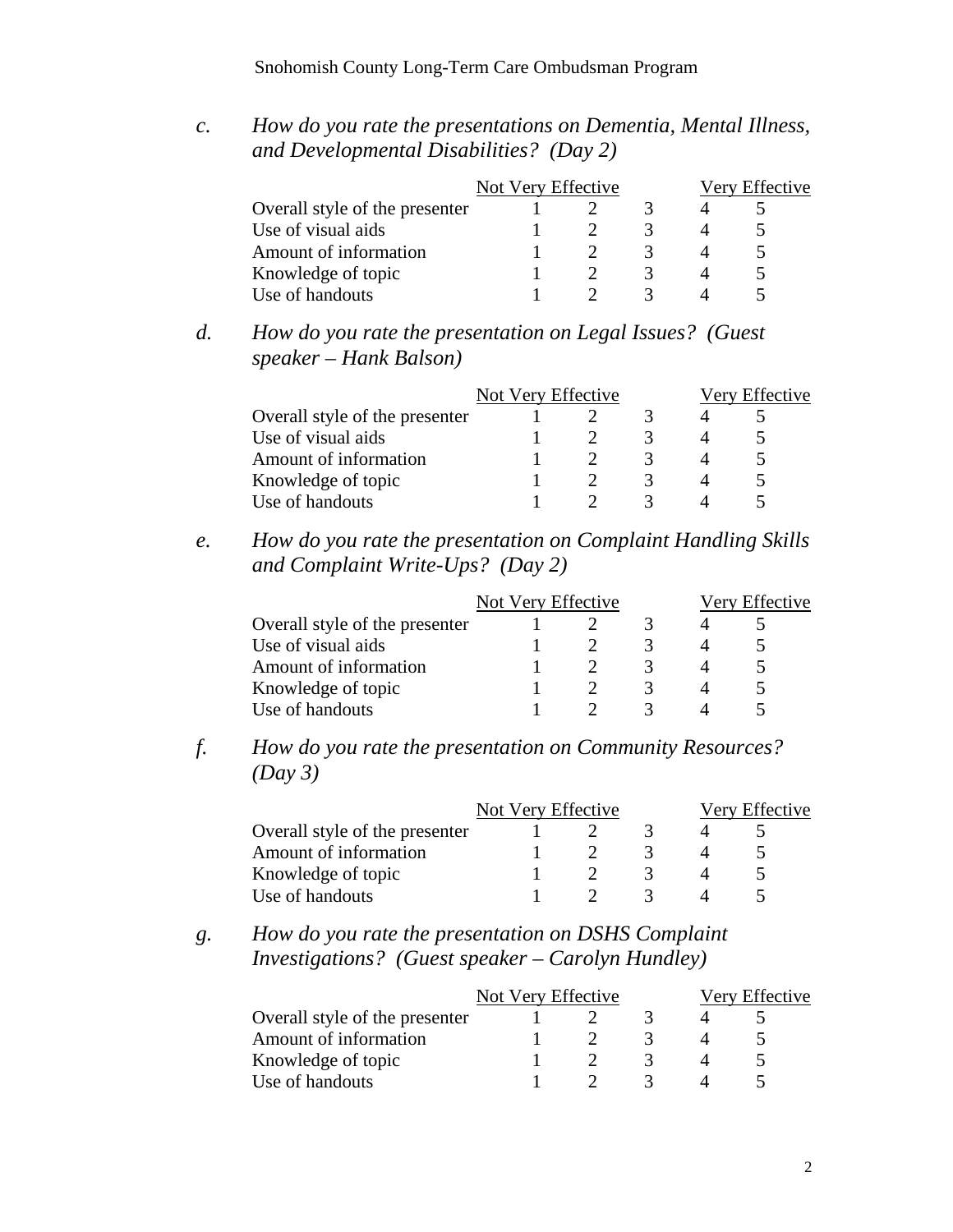*c. How do you rate the presentations on Dementia, Mental Illness, and Developmental Disabilities? (Day 2)*

| | Not Very Effective | | | | Very Effective |
|---|---|---|---|---|---|
| Overall style of the presenter | 1 | 2 | 3 | 4 | 5 |
| Use of visual aids | 1 | 2 | 3 | 4 | 5 |
| Amount of information | 1 | 2 | 3 | 4 | 5 |
| Knowledge of topic | 1 | 2 | 3 | 4 | 5 |
| Use of handouts | 1 | 2 | 3 | 4 | 5 |

*d. How do you rate the presentation on Legal Issues? (Guest speaker – Hank Balson)*

| | Not Very Effective | | | | Very Effective |
|---|---|---|---|---|---|
| Overall style of the presenter | 1 | 2 | 3 | 4 | 5 |
| Use of visual aids | 1 | 2 | 3 | 4 | 5 |
| Amount of information | 1 | 2 | 3 | 4 | 5 |
| Knowledge of topic | 1 | 2 | 3 | 4 | 5 |
| Use of handouts | 1 | 2 | 3 | 4 | 5 |

*e. How do you rate the presentation on Complaint Handling Skills and Complaint Write-Ups? (Day 2)*

| | Not Very Effective | | | | Very Effective |
|---|---|---|---|---|---|
| Overall style of the presenter | 1 | 2 | 3 | 4 | 5 |
| Use of visual aids | 1 | 2 | 3 | 4 | 5 |
| Amount of information | 1 | 2 | 3 | 4 | 5 |
| Knowledge of topic | 1 | 2 | 3 | 4 | 5 |
| Use of handouts | 1 | 2 | 3 | 4 | 5 |

*f. How do you rate the presentation on Community Resources? (Day 3)*

| | Not Very Effective | | | | Very Effective |
|---|---|---|---|---|---|
| Overall style of the presenter | 1 | 2 | 3 | 4 | 5 |
| Amount of information | 1 | 2 | 3 | 4 | 5 |
| Knowledge of topic | 1 | 2 | 3 | 4 | 5 |
| Use of handouts | 1 | 2 | 3 | 4 | 5 |

*g. How do you rate the presentation on DSHS Complaint Investigations? (Guest speaker – Carolyn Hundley)*

| | Not Very Effective | | | | Very Effective |
|---|---|---|---|---|---|
| Overall style of the presenter | 1 | 2 | 3 | 4 | 5 |
| Amount of information | 1 | 2 | 3 | 4 | 5 |
| Knowledge of topic | 1 | 2 | 3 | 4 | 5 |
| Use of handouts | 1 | 2 | 3 | 4 | 5 |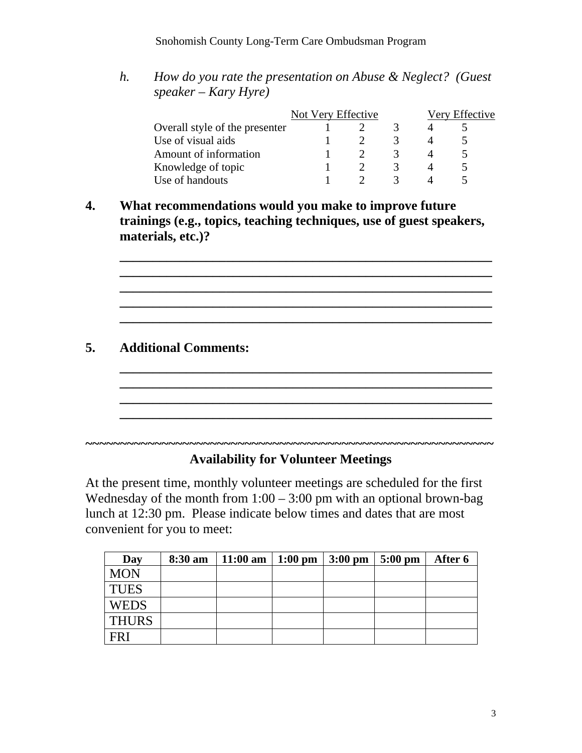*h. How do you rate the presentation on Abuse & Neglect? (Guest speaker – Kary Hyre)*

| | Not Very Effective | | | Very Effective | |
|---|---|---|---|---|---|
| Overall style of the presenter | 1 | 2 | 3 | 4 | 5 |
| Use of visual aids | 1 | 2 | 3 | 4 | 5 |
| Amount of information | 1 | 2 | 3 | 4 | 5 |
| Knowledge of topic | 1 | 2 | 3 | 4 | 5 |
| Use of handouts | 1 | 2 | 3 | 4 | 5 |

**4. What recommendations would you make to improve future trainings (e.g., topics, teaching techniques, use of guest speakers, materials, etc.)?**

______________________________________________________________
______________________________________________________________
______________________________________________________________
______________________________________________________________
______________________________________________________________

**5. Additional Comments:**

______________________________________________________________
______________________________________________________________
______________________________________________________________
______________________________________________________________

~~~~~~~~~~~~~~~~~~~~~~~~~~~~~~~~~~~~~~~~~~~~~~~~~~~~~~~~~~~~~~

## Availability for Volunteer Meetings

At the present time, monthly volunteer meetings are scheduled for the first Wednesday of the month from 1:00 – 3:00 pm with an optional brown-bag lunch at 12:30 pm. Please indicate below times and dates that are most convenient for you to meet:

| Day | 8:30 am | 11:00 am | 1:00 pm | 3:00 pm | 5:00 pm | After 6 |
|---|---|---|---|---|---|---|
| MON | | | | | | |
| TUES | | | | | | |
| WEDS | | | | | | |
| THURS | | | | | | |
| FRI | | | | | | |